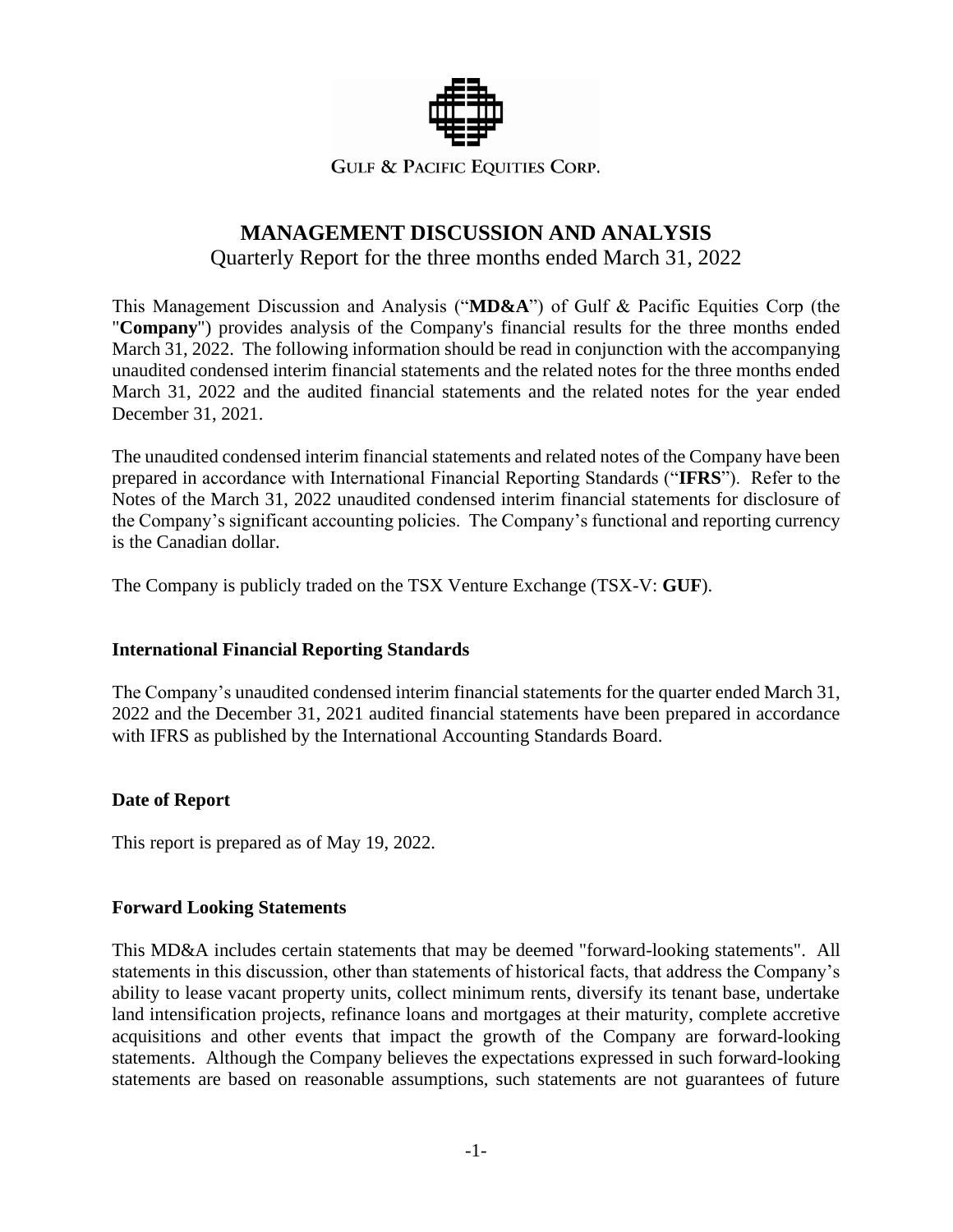GULF & PACIFIC EQUITIES CORP.

# MANAGEMENT DISCUSSION AND ANALYSIS

Quarterly Report for the three months ended March 31, 2022

This Management Discussion and Analysis ("**MD&A**") of Gulf & Pacific Equities Corp (the "**Company**") provides analysis of the Company's financial results for the three months ended March 31, 2022. The following information should be read in conjunction with the accompanying unaudited condensed interim financial statements and the related notes for the three months ended March 31, 2022 and the audited financial statements and the related notes for the year ended December 31, 2021.

The unaudited condensed interim financial statements and related notes of the Company have been prepared in accordance with International Financial Reporting Standards ("**IFRS**"). Refer to the Notes of the March 31, 2022 unaudited condensed interim financial statements for disclosure of the Company's significant accounting policies. The Company's functional and reporting currency is the Canadian dollar.

The Company is publicly traded on the TSX Venture Exchange (TSX-V: **GUF**).

## International Financial Reporting Standards

The Company's unaudited condensed interim financial statements for the quarter ended March 31, 2022 and the December 31, 2021 audited financial statements have been prepared in accordance with IFRS as published by the International Accounting Standards Board.

## Date of Report

This report is prepared as of May 19, 2022.

## Forward Looking Statements

This MD&A includes certain statements that may be deemed "forward-looking statements". All statements in this discussion, other than statements of historical facts, that address the Company's ability to lease vacant property units, collect minimum rents, diversify its tenant base, undertake land intensification projects, refinance loans and mortgages at their maturity, complete accretive acquisitions and other events that impact the growth of the Company are forward-looking statements. Although the Company believes the expectations expressed in such forward-looking statements are based on reasonable assumptions, such statements are not guarantees of future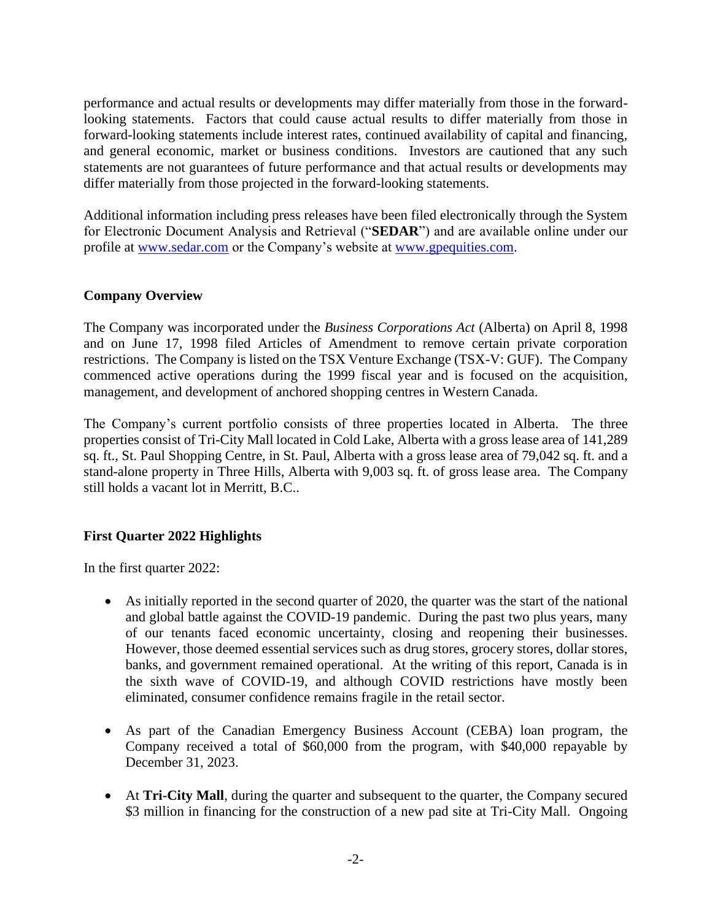performance and actual results or developments may differ materially from those in the forward-looking statements. Factors that could cause actual results to differ materially from those in forward-looking statements include interest rates, continued availability of capital and financing, and general economic, market or business conditions. Investors are cautioned that any such statements are not guarantees of future performance and that actual results or developments may differ materially from those projected in the forward-looking statements.

Additional information including press releases have been filed electronically through the System for Electronic Document Analysis and Retrieval ("**SEDAR**") and are available online under our profile at www.sedar.com or the Company's website at www.gpequities.com.

## Company Overview

The Company was incorporated under the *Business Corporations Act* (Alberta) on April 8, 1998 and on June 17, 1998 filed Articles of Amendment to remove certain private corporation restrictions. The Company is listed on the TSX Venture Exchange (TSX-V: GUF). The Company commenced active operations during the 1999 fiscal year and is focused on the acquisition, management, and development of anchored shopping centres in Western Canada.

The Company's current portfolio consists of three properties located in Alberta. The three properties consist of Tri-City Mall located in Cold Lake, Alberta with a gross lease area of 141,289 sq. ft., St. Paul Shopping Centre, in St. Paul, Alberta with a gross lease area of 79,042 sq. ft. and a stand-alone property in Three Hills, Alberta with 9,003 sq. ft. of gross lease area. The Company still holds a vacant lot in Merritt, B.C..

## First Quarter 2022 Highlights

In the first quarter 2022:

- As initially reported in the second quarter of 2020, the quarter was the start of the national and global battle against the COVID-19 pandemic. During the past two plus years, many of our tenants faced economic uncertainty, closing and reopening their businesses. However, those deemed essential services such as drug stores, grocery stores, dollar stores, banks, and government remained operational. At the writing of this report, Canada is in the sixth wave of COVID-19, and although COVID restrictions have mostly been eliminated, consumer confidence remains fragile in the retail sector.

- As part of the Canadian Emergency Business Account (CEBA) loan program, the Company received a total of $60,000 from the program, with $40,000 repayable by December 31, 2023.

- At **Tri-City Mall**, during the quarter and subsequent to the quarter, the Company secured $3 million in financing for the construction of a new pad site at Tri-City Mall. Ongoing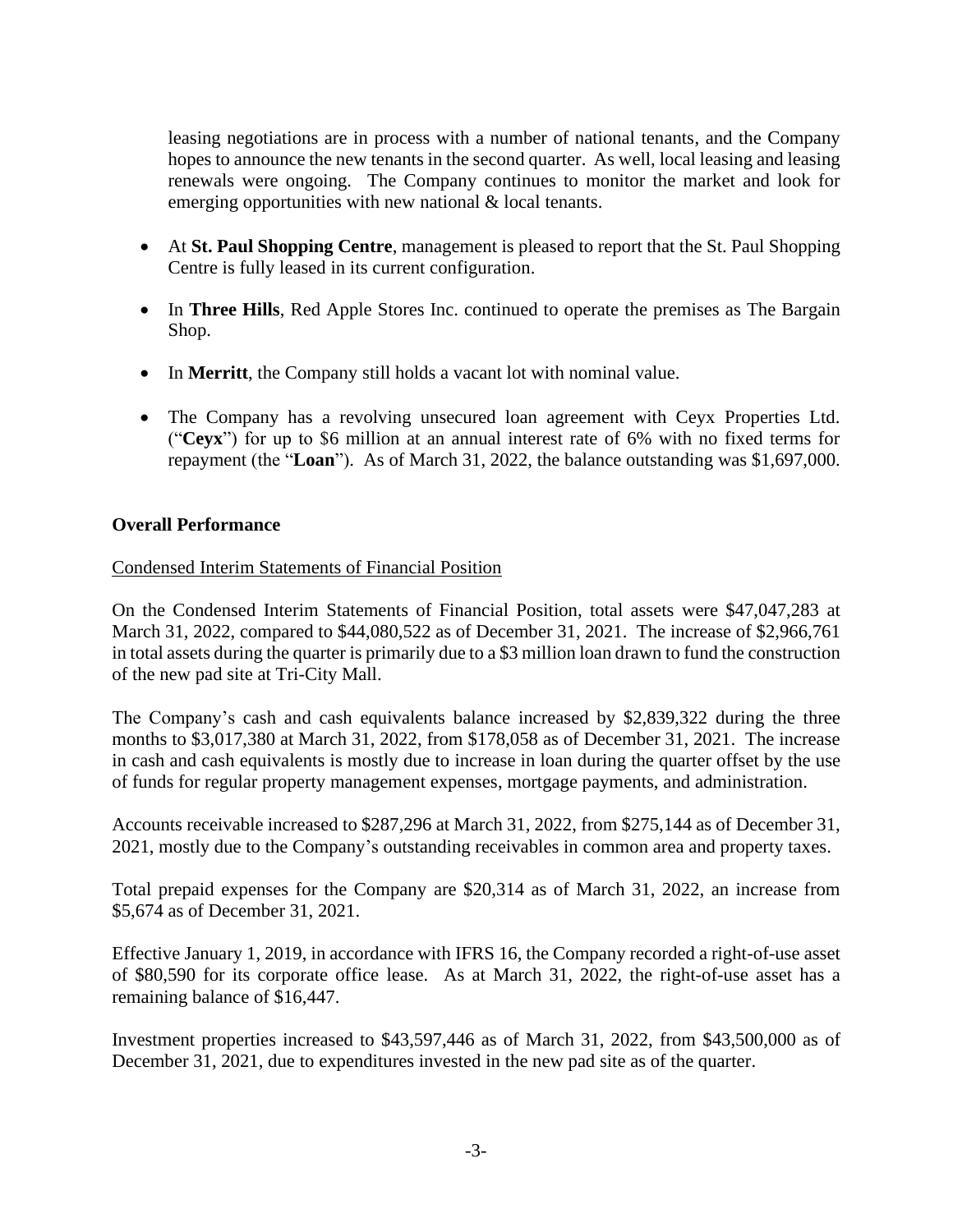leasing negotiations are in process with a number of national tenants, and the Company hopes to announce the new tenants in the second quarter. As well, local leasing and leasing renewals were ongoing. The Company continues to monitor the market and look for emerging opportunities with new national & local tenants.

- At **St. Paul Shopping Centre**, management is pleased to report that the St. Paul Shopping Centre is fully leased in its current configuration.
- In **Three Hills**, Red Apple Stores Inc. continued to operate the premises as The Bargain Shop.
- In **Merritt**, the Company still holds a vacant lot with nominal value.
- The Company has a revolving unsecured loan agreement with Ceyx Properties Ltd. ("**Ceyx**") for up to $6 million at an annual interest rate of 6% with no fixed terms for repayment (the "**Loan**"). As of March 31, 2022, the balance outstanding was $1,697,000.

## Overall Performance

Condensed Interim Statements of Financial Position

On the Condensed Interim Statements of Financial Position, total assets were $47,047,283 at March 31, 2022, compared to $44,080,522 as of December 31, 2021. The increase of $2,966,761 in total assets during the quarter is primarily due to a $3 million loan drawn to fund the construction of the new pad site at Tri-City Mall.

The Company's cash and cash equivalents balance increased by $2,839,322 during the three months to $3,017,380 at March 31, 2022, from $178,058 as of December 31, 2021. The increase in cash and cash equivalents is mostly due to increase in loan during the quarter offset by the use of funds for regular property management expenses, mortgage payments, and administration.

Accounts receivable increased to $287,296 at March 31, 2022, from $275,144 as of December 31, 2021, mostly due to the Company's outstanding receivables in common area and property taxes.

Total prepaid expenses for the Company are $20,314 as of March 31, 2022, an increase from $5,674 as of December 31, 2021.

Effective January 1, 2019, in accordance with IFRS 16, the Company recorded a right-of-use asset of $80,590 for its corporate office lease. As at March 31, 2022, the right-of-use asset has a remaining balance of $16,447.

Investment properties increased to $43,597,446 as of March 31, 2022, from $43,500,000 as of December 31, 2021, due to expenditures invested in the new pad site as of the quarter.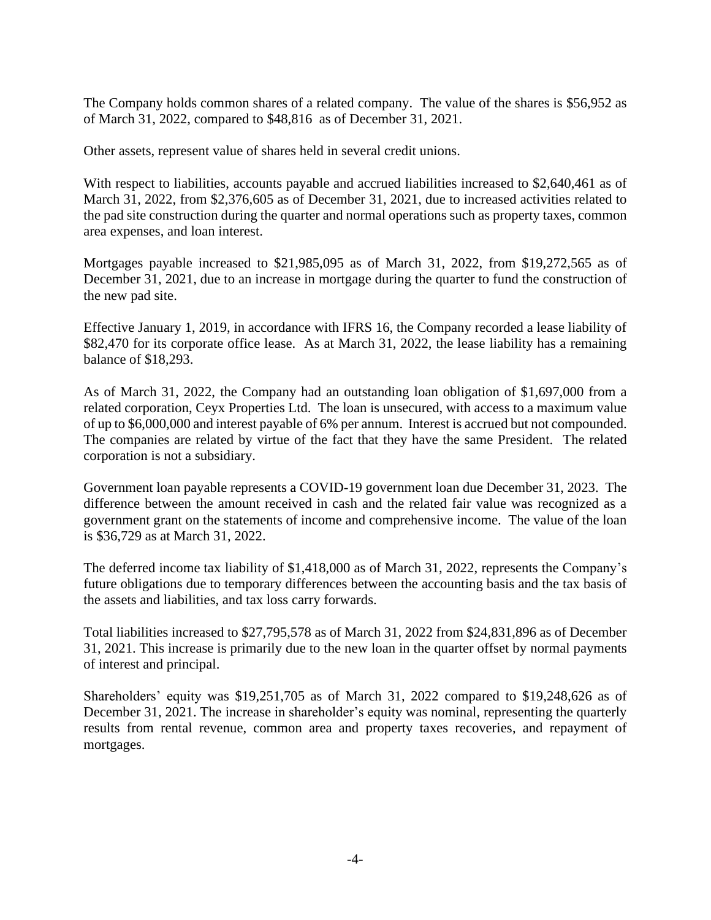The Company holds common shares of a related company. The value of the shares is $56,952 as of March 31, 2022, compared to $48,816 as of December 31, 2021.

Other assets, represent value of shares held in several credit unions.

With respect to liabilities, accounts payable and accrued liabilities increased to $2,640,461 as of March 31, 2022, from $2,376,605 as of December 31, 2021, due to increased activities related to the pad site construction during the quarter and normal operations such as property taxes, common area expenses, and loan interest.

Mortgages payable increased to $21,985,095 as of March 31, 2022, from $19,272,565 as of December 31, 2021, due to an increase in mortgage during the quarter to fund the construction of the new pad site.

Effective January 1, 2019, in accordance with IFRS 16, the Company recorded a lease liability of $82,470 for its corporate office lease. As at March 31, 2022, the lease liability has a remaining balance of $18,293.

As of March 31, 2022, the Company had an outstanding loan obligation of $1,697,000 from a related corporation, Ceyx Properties Ltd. The loan is unsecured, with access to a maximum value of up to $6,000,000 and interest payable of 6% per annum. Interest is accrued but not compounded. The companies are related by virtue of the fact that they have the same President. The related corporation is not a subsidiary.

Government loan payable represents a COVID-19 government loan due December 31, 2023. The difference between the amount received in cash and the related fair value was recognized as a government grant on the statements of income and comprehensive income. The value of the loan is $36,729 as at March 31, 2022.

The deferred income tax liability of $1,418,000 as of March 31, 2022, represents the Company's future obligations due to temporary differences between the accounting basis and the tax basis of the assets and liabilities, and tax loss carry forwards.

Total liabilities increased to $27,795,578 as of March 31, 2022 from $24,831,896 as of December 31, 2021. This increase is primarily due to the new loan in the quarter offset by normal payments of interest and principal.

Shareholders' equity was $19,251,705 as of March 31, 2022 compared to $19,248,626 as of December 31, 2021. The increase in shareholder's equity was nominal, representing the quarterly results from rental revenue, common area and property taxes recoveries, and repayment of mortgages.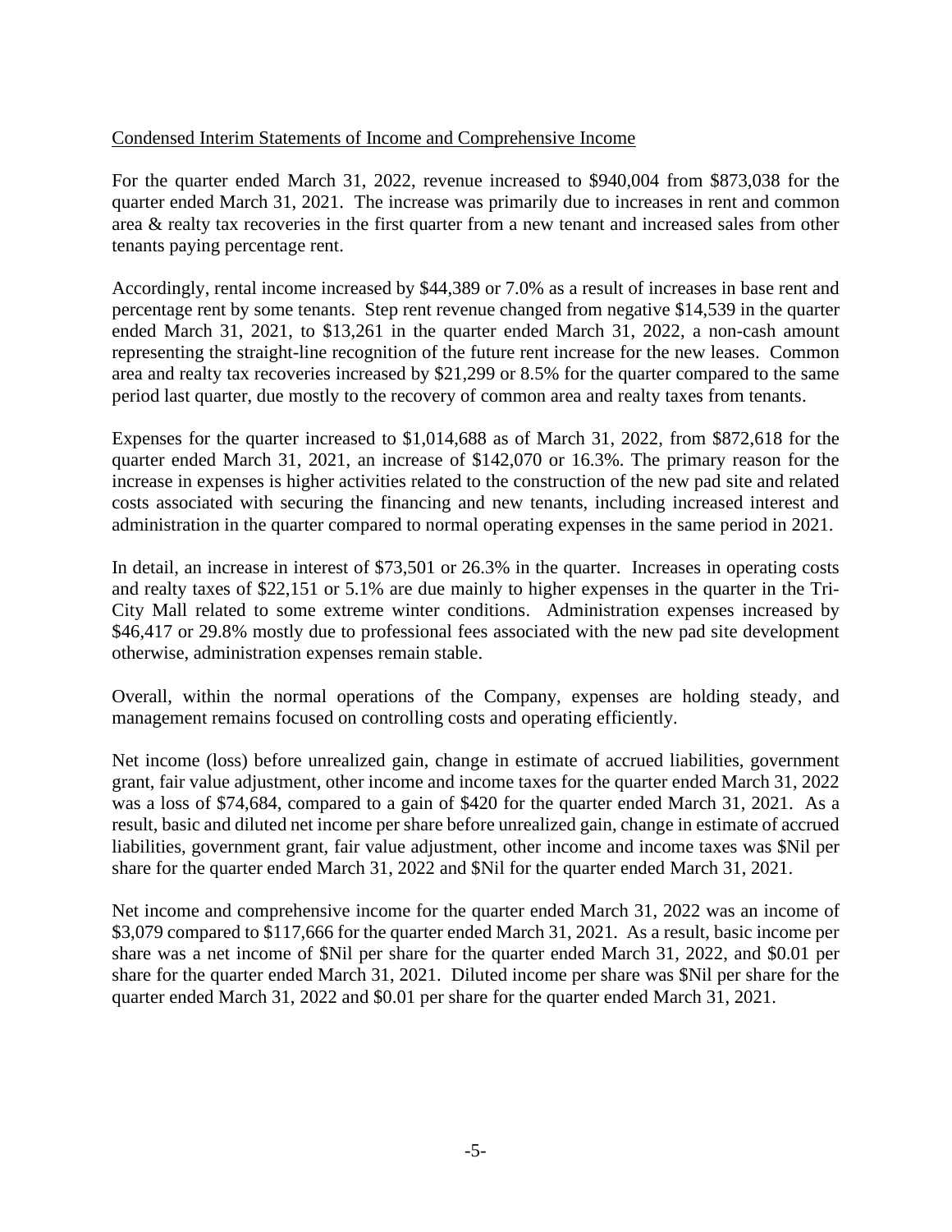Condensed Interim Statements of Income and Comprehensive Income

For the quarter ended March 31, 2022, revenue increased to $940,004 from $873,038 for the quarter ended March 31, 2021. The increase was primarily due to increases in rent and common area & realty tax recoveries in the first quarter from a new tenant and increased sales from other tenants paying percentage rent.

Accordingly, rental income increased by $44,389 or 7.0% as a result of increases in base rent and percentage rent by some tenants. Step rent revenue changed from negative $14,539 in the quarter ended March 31, 2021, to $13,261 in the quarter ended March 31, 2022, a non-cash amount representing the straight-line recognition of the future rent increase for the new leases. Common area and realty tax recoveries increased by $21,299 or 8.5% for the quarter compared to the same period last quarter, due mostly to the recovery of common area and realty taxes from tenants.

Expenses for the quarter increased to $1,014,688 as of March 31, 2022, from $872,618 for the quarter ended March 31, 2021, an increase of $142,070 or 16.3%. The primary reason for the increase in expenses is higher activities related to the construction of the new pad site and related costs associated with securing the financing and new tenants, including increased interest and administration in the quarter compared to normal operating expenses in the same period in 2021.

In detail, an increase in interest of $73,501 or 26.3% in the quarter. Increases in operating costs and realty taxes of $22,151 or 5.1% are due mainly to higher expenses in the quarter in the Tri-City Mall related to some extreme winter conditions. Administration expenses increased by $46,417 or 29.8% mostly due to professional fees associated with the new pad site development otherwise, administration expenses remain stable.

Overall, within the normal operations of the Company, expenses are holding steady, and management remains focused on controlling costs and operating efficiently.

Net income (loss) before unrealized gain, change in estimate of accrued liabilities, government grant, fair value adjustment, other income and income taxes for the quarter ended March 31, 2022 was a loss of $74,684, compared to a gain of $420 for the quarter ended March 31, 2021. As a result, basic and diluted net income per share before unrealized gain, change in estimate of accrued liabilities, government grant, fair value adjustment, other income and income taxes was $Nil per share for the quarter ended March 31, 2022 and $Nil for the quarter ended March 31, 2021.

Net income and comprehensive income for the quarter ended March 31, 2022 was an income of $3,079 compared to $117,666 for the quarter ended March 31, 2021. As a result, basic income per share was a net income of $Nil per share for the quarter ended March 31, 2022, and $0.01 per share for the quarter ended March 31, 2021. Diluted income per share was $Nil per share for the quarter ended March 31, 2022 and $0.01 per share for the quarter ended March 31, 2021.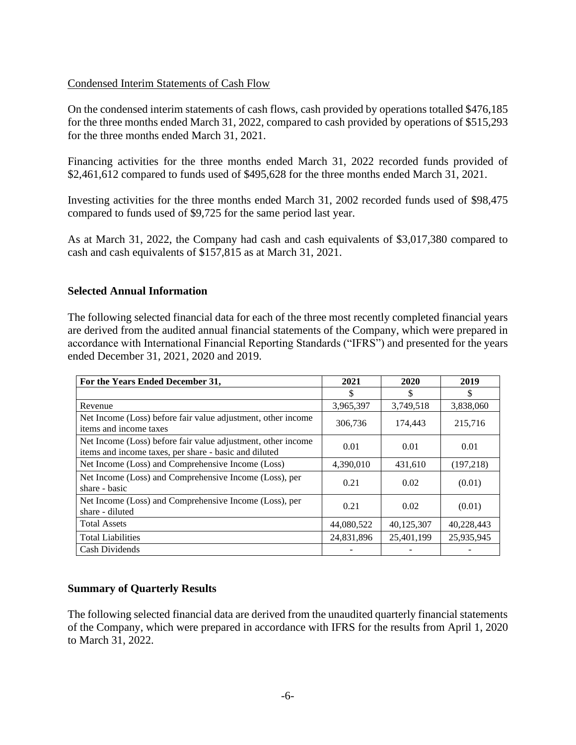Condensed Interim Statements of Cash Flow

On the condensed interim statements of cash flows, cash provided by operations totalled $476,185 for the three months ended March 31, 2022, compared to cash provided by operations of $515,293 for the three months ended March 31, 2021.

Financing activities for the three months ended March 31, 2022 recorded funds provided of $2,461,612 compared to funds used of $495,628 for the three months ended March 31, 2021.

Investing activities for the three months ended March 31, 2002 recorded funds used of $98,475 compared to funds used of $9,725 for the same period last year.

As at March 31, 2022, the Company had cash and cash equivalents of $3,017,380 compared to cash and cash equivalents of $157,815 as at March 31, 2021.

## Selected Annual Information

The following selected financial data for each of the three most recently completed financial years are derived from the audited annual financial statements of the Company, which were prepared in accordance with International Financial Reporting Standards ("IFRS") and presented for the years ended December 31, 2021, 2020 and 2019.

| For the Years Ended December 31, | 2021 | 2020 | 2019 |
|---|---|---|---|
| | $ | $ | $ |
| Revenue | 3,965,397 | 3,749,518 | 3,838,060 |
| Net Income (Loss) before fair value adjustment, other income items and income taxes | 306,736 | 174,443 | 215,716 |
| Net Income (Loss) before fair value adjustment, other income items and income taxes, per share - basic and diluted | 0.01 | 0.01 | 0.01 |
| Net Income (Loss) and Comprehensive Income (Loss) | 4,390,010 | 431,610 | (197,218) |
| Net Income (Loss) and Comprehensive Income (Loss), per share - basic | 0.21 | 0.02 | (0.01) |
| Net Income (Loss) and Comprehensive Income (Loss), per share - diluted | 0.21 | 0.02 | (0.01) |
| Total Assets | 44,080,522 | 40,125,307 | 40,228,443 |
| Total Liabilities | 24,831,896 | 25,401,199 | 25,935,945 |
| Cash Dividends | - | - | - |

## Summary of Quarterly Results

The following selected financial data are derived from the unaudited quarterly financial statements of the Company, which were prepared in accordance with IFRS for the results from April 1, 2020 to March 31, 2022.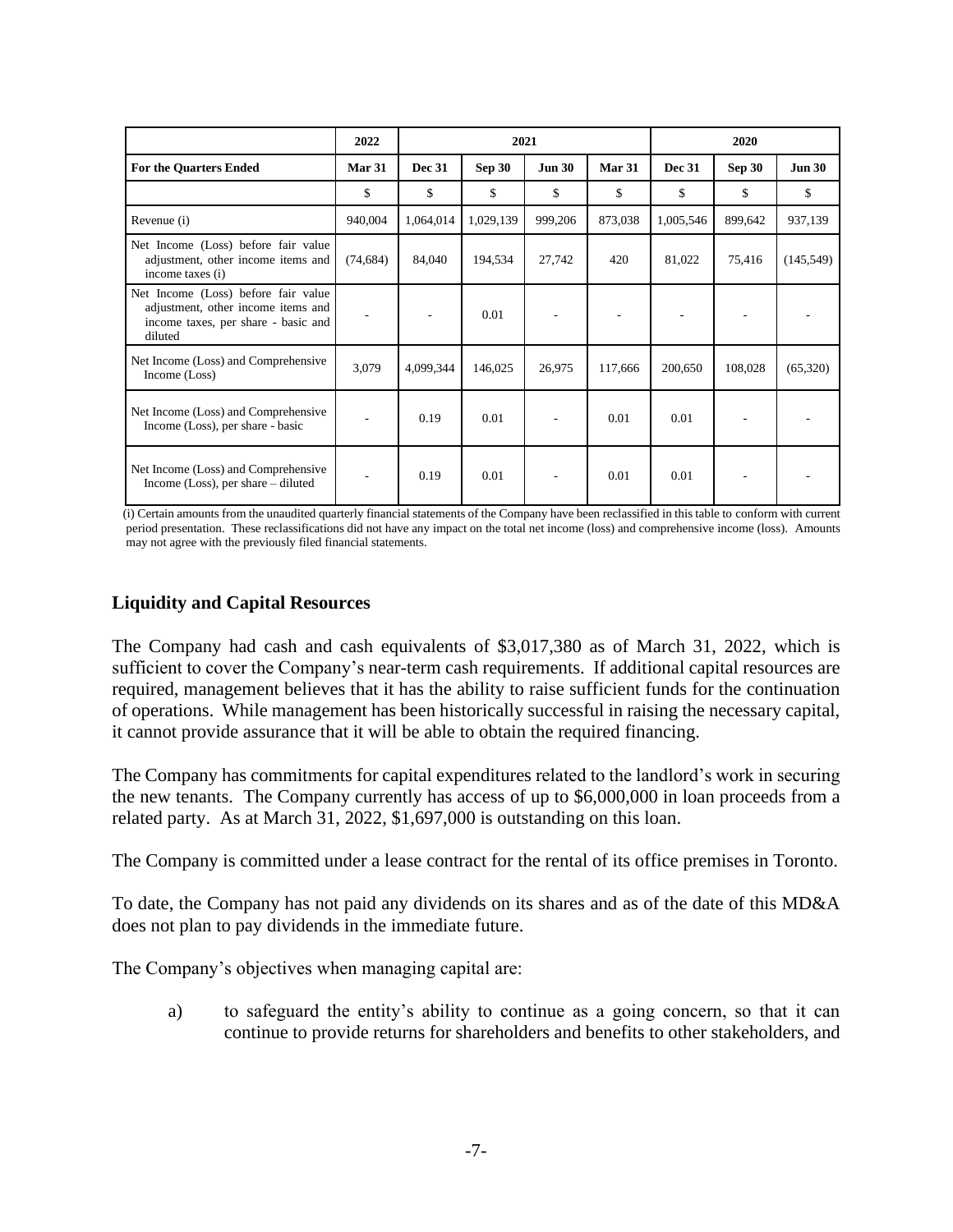| | 2022 | 2021 | | | | 2020 | | |
|---|---|---|---|---|---|---|---|---|
| **For the Quarters Ended** | **Mar 31** | **Dec 31** | **Sep 30** | **Jun 30** | **Mar 31** | **Dec 31** | **Sep 30** | **Jun 30** |
| | $ | $ | $ | $ | $ | $ | $ | $ |
| Revenue (i) | 940,004 | 1,064,014 | 1,029,139 | 999,206 | 873,038 | 1,005,546 | 899,642 | 937,139 |
| Net Income (Loss) before fair value adjustment, other income items and income taxes (i) | (74,684) | 84,040 | 194,534 | 27,742 | 420 | 81,022 | 75,416 | (145,549) |
| Net Income (Loss) before fair value adjustment, other income items and income taxes, per share - basic and diluted | - | - | 0.01 | - | - | - | - | - |
| Net Income (Loss) and Comprehensive Income (Loss) | 3,079 | 4,099,344 | 146,025 | 26,975 | 117,666 | 200,650 | 108,028 | (65,320) |
| Net Income (Loss) and Comprehensive Income (Loss), per share - basic | - | 0.19 | 0.01 | - | 0.01 | 0.01 | - | - |
| Net Income (Loss) and Comprehensive Income (Loss), per share – diluted | - | 0.19 | 0.01 | - | 0.01 | 0.01 | - | - |

(i) Certain amounts from the unaudited quarterly financial statements of the Company have been reclassified in this table to conform with current period presentation. These reclassifications did not have any impact on the total net income (loss) and comprehensive income (loss). Amounts may not agree with the previously filed financial statements.

## Liquidity and Capital Resources

The Company had cash and cash equivalents of $3,017,380 as of March 31, 2022, which is sufficient to cover the Company's near-term cash requirements. If additional capital resources are required, management believes that it has the ability to raise sufficient funds for the continuation of operations. While management has been historically successful in raising the necessary capital, it cannot provide assurance that it will be able to obtain the required financing.

The Company has commitments for capital expenditures related to the landlord's work in securing the new tenants. The Company currently has access of up to $6,000,000 in loan proceeds from a related party. As at March 31, 2022, $1,697,000 is outstanding on this loan.

The Company is committed under a lease contract for the rental of its office premises in Toronto.

To date, the Company has not paid any dividends on its shares and as of the date of this MD&A does not plan to pay dividends in the immediate future.

The Company's objectives when managing capital are:

a) to safeguard the entity's ability to continue as a going concern, so that it can continue to provide returns for shareholders and benefits to other stakeholders, and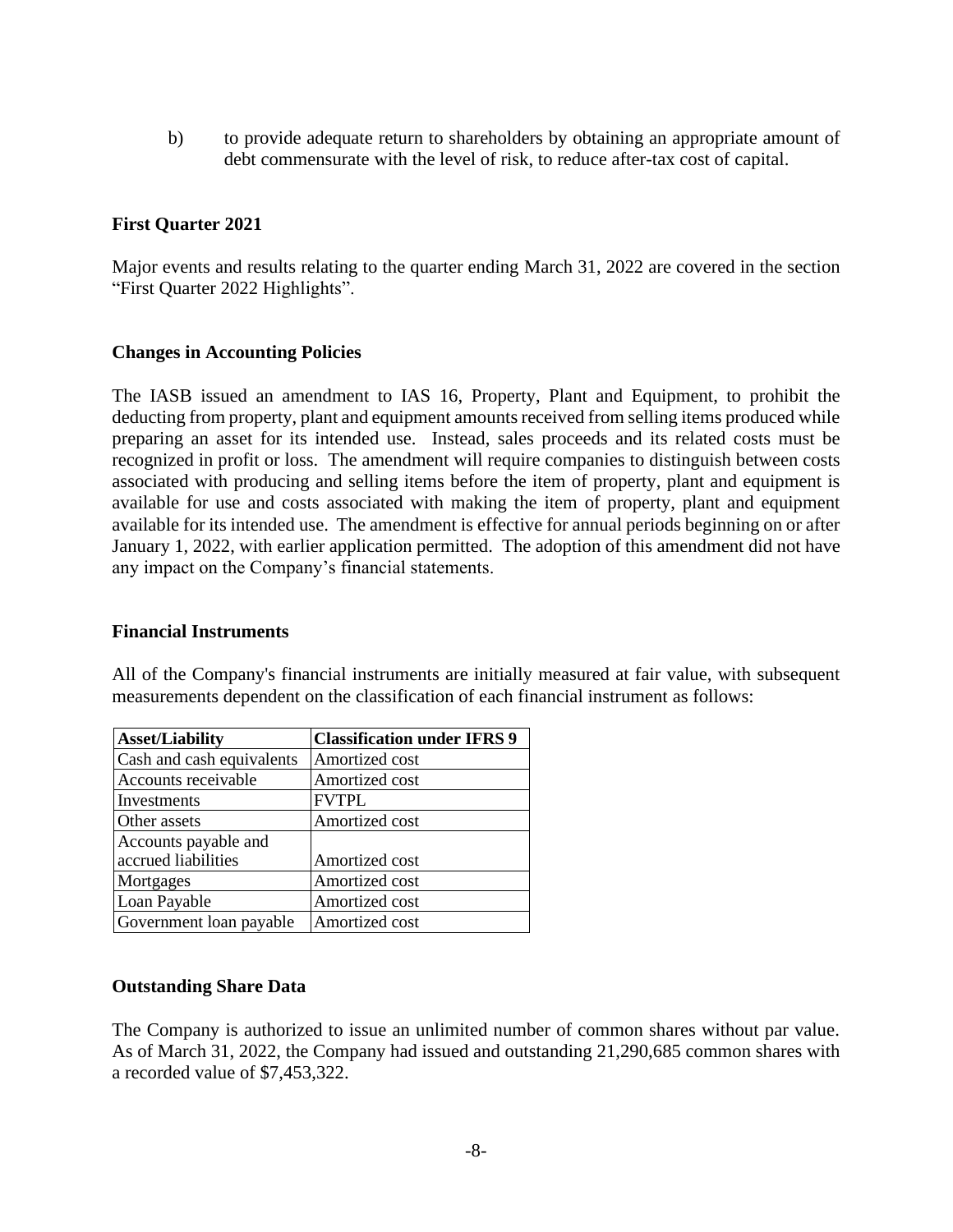b) to provide adequate return to shareholders by obtaining an appropriate amount of debt commensurate with the level of risk, to reduce after-tax cost of capital.

**First Quarter 2021**

Major events and results relating to the quarter ending March 31, 2022 are covered in the section "First Quarter 2022 Highlights".

**Changes in Accounting Policies**

The IASB issued an amendment to IAS 16, Property, Plant and Equipment, to prohibit the deducting from property, plant and equipment amounts received from selling items produced while preparing an asset for its intended use. Instead, sales proceeds and its related costs must be recognized in profit or loss. The amendment will require companies to distinguish between costs associated with producing and selling items before the item of property, plant and equipment is available for use and costs associated with making the item of property, plant and equipment available for its intended use. The amendment is effective for annual periods beginning on or after January 1, 2022, with earlier application permitted. The adoption of this amendment did not have any impact on the Company's financial statements.

**Financial Instruments**

All of the Company's financial instruments are initially measured at fair value, with subsequent measurements dependent on the classification of each financial instrument as follows:

| Asset/Liability | Classification under IFRS 9 |
|---|---|
| Cash and cash equivalents | Amortized cost |
| Accounts receivable | Amortized cost |
| Investments | FVTPL |
| Other assets | Amortized cost |
| Accounts payable and accrued liabilities | Amortized cost |
| Mortgages | Amortized cost |
| Loan Payable | Amortized cost |
| Government loan payable | Amortized cost |

**Outstanding Share Data**

The Company is authorized to issue an unlimited number of common shares without par value. As of March 31, 2022, the Company had issued and outstanding 21,290,685 common shares with a recorded value of $7,453,322.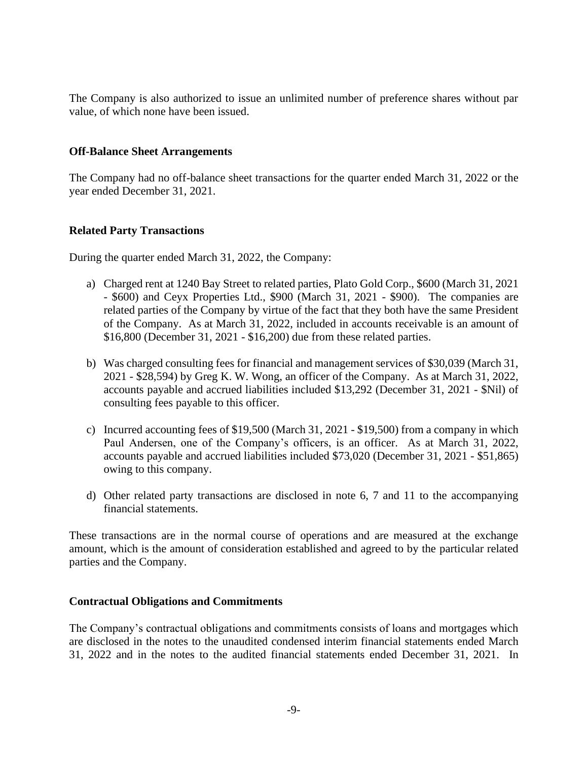The Company is also authorized to issue an unlimited number of preference shares without par value, of which none have been issued.

**Off-Balance Sheet Arrangements**

The Company had no off-balance sheet transactions for the quarter ended March 31, 2022 or the year ended December 31, 2021.

**Related Party Transactions**

During the quarter ended March 31, 2022, the Company:

a) Charged rent at 1240 Bay Street to related parties, Plato Gold Corp., $600 (March 31, 2021 - $600) and Ceyx Properties Ltd., $900 (March 31, 2021 - $900). The companies are related parties of the Company by virtue of the fact that they both have the same President of the Company. As at March 31, 2022, included in accounts receivable is an amount of $16,800 (December 31, 2021 - $16,200) due from these related parties.

b) Was charged consulting fees for financial and management services of $30,039 (March 31, 2021 - $28,594) by Greg K. W. Wong, an officer of the Company. As at March 31, 2022, accounts payable and accrued liabilities included $13,292 (December 31, 2021 - $Nil) of consulting fees payable to this officer.

c) Incurred accounting fees of $19,500 (March 31, 2021 - $19,500) from a company in which Paul Andersen, one of the Company's officers, is an officer. As at March 31, 2022, accounts payable and accrued liabilities included $73,020 (December 31, 2021 - $51,865) owing to this company.

d) Other related party transactions are disclosed in note 6, 7 and 11 to the accompanying financial statements.

These transactions are in the normal course of operations and are measured at the exchange amount, which is the amount of consideration established and agreed to by the particular related parties and the Company.

**Contractual Obligations and Commitments**

The Company's contractual obligations and commitments consists of loans and mortgages which are disclosed in the notes to the unaudited condensed interim financial statements ended March 31, 2022 and in the notes to the audited financial statements ended December 31, 2021. In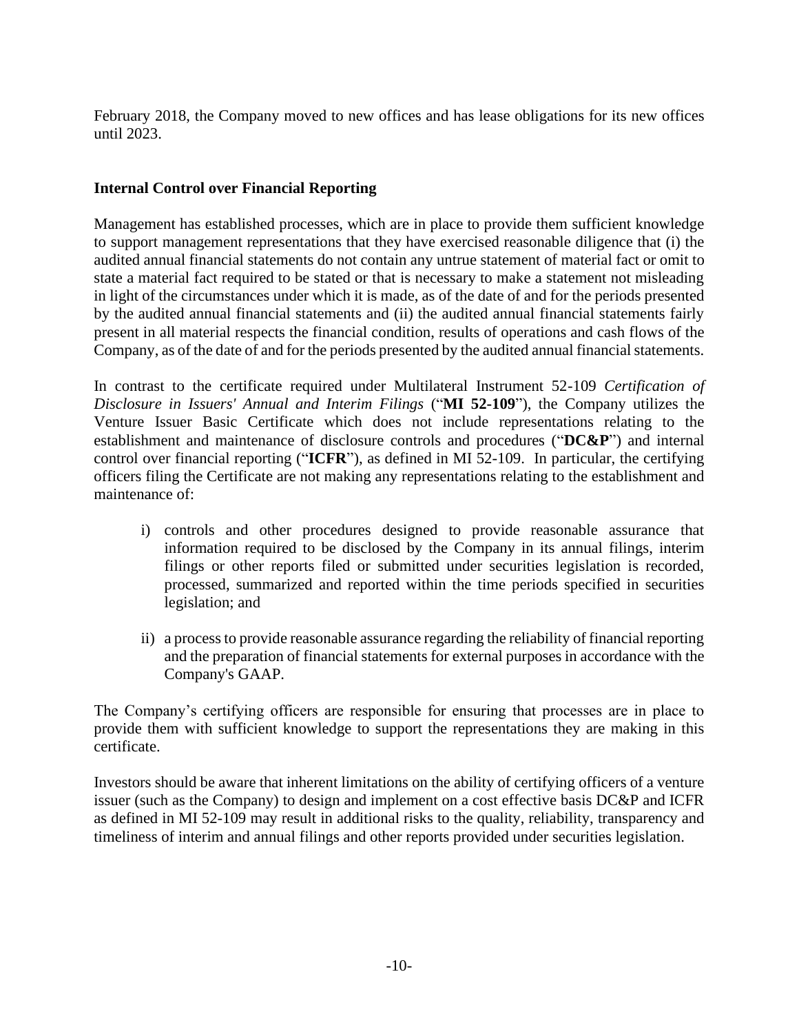February 2018, the Company moved to new offices and has lease obligations for its new offices until 2023.

**Internal Control over Financial Reporting**

Management has established processes, which are in place to provide them sufficient knowledge to support management representations that they have exercised reasonable diligence that (i) the audited annual financial statements do not contain any untrue statement of material fact or omit to state a material fact required to be stated or that is necessary to make a statement not misleading in light of the circumstances under which it is made, as of the date of and for the periods presented by the audited annual financial statements and (ii) the audited annual financial statements fairly present in all material respects the financial condition, results of operations and cash flows of the Company, as of the date of and for the periods presented by the audited annual financial statements.

In contrast to the certificate required under Multilateral Instrument 52-109 *Certification of Disclosure in Issuers' Annual and Interim Filings* ("**MI 52-109**"), the Company utilizes the Venture Issuer Basic Certificate which does not include representations relating to the establishment and maintenance of disclosure controls and procedures ("**DC&P**") and internal control over financial reporting ("**ICFR**"), as defined in MI 52-109. In particular, the certifying officers filing the Certificate are not making any representations relating to the establishment and maintenance of:

i) controls and other procedures designed to provide reasonable assurance that information required to be disclosed by the Company in its annual filings, interim filings or other reports filed or submitted under securities legislation is recorded, processed, summarized and reported within the time periods specified in securities legislation; and

ii) a process to provide reasonable assurance regarding the reliability of financial reporting and the preparation of financial statements for external purposes in accordance with the Company's GAAP.

The Company's certifying officers are responsible for ensuring that processes are in place to provide them with sufficient knowledge to support the representations they are making in this certificate.

Investors should be aware that inherent limitations on the ability of certifying officers of a venture issuer (such as the Company) to design and implement on a cost effective basis DC&P and ICFR as defined in MI 52-109 may result in additional risks to the quality, reliability, transparency and timeliness of interim and annual filings and other reports provided under securities legislation.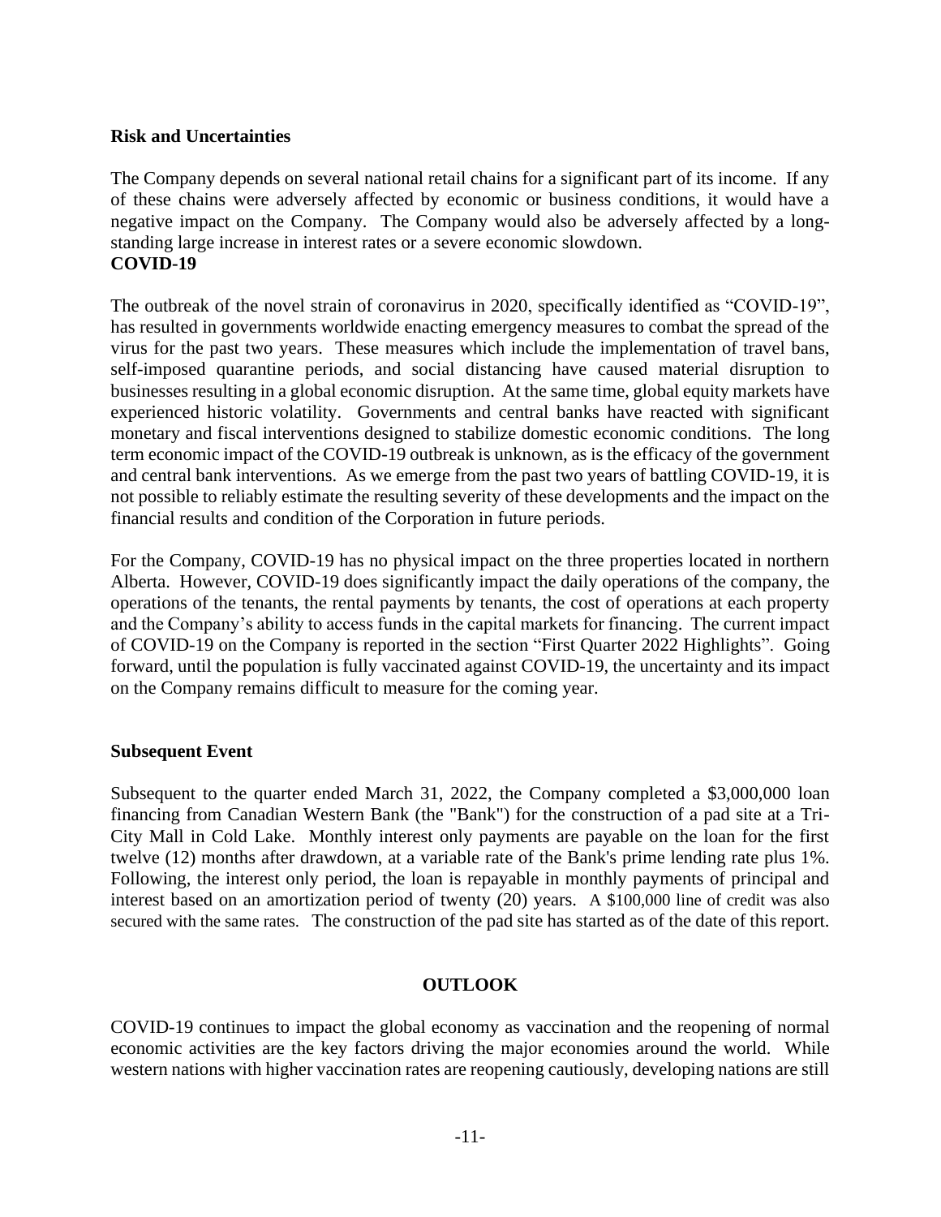### Risk and Uncertainties

The Company depends on several national retail chains for a significant part of its income. If any of these chains were adversely affected by economic or business conditions, it would have a negative impact on the Company. The Company would also be adversely affected by a long-standing large increase in interest rates or a severe economic slowdown.

### COVID-19

The outbreak of the novel strain of coronavirus in 2020, specifically identified as "COVID-19", has resulted in governments worldwide enacting emergency measures to combat the spread of the virus for the past two years. These measures which include the implementation of travel bans, self-imposed quarantine periods, and social distancing have caused material disruption to businesses resulting in a global economic disruption. At the same time, global equity markets have experienced historic volatility. Governments and central banks have reacted with significant monetary and fiscal interventions designed to stabilize domestic economic conditions. The long term economic impact of the COVID-19 outbreak is unknown, as is the efficacy of the government and central bank interventions. As we emerge from the past two years of battling COVID-19, it is not possible to reliably estimate the resulting severity of these developments and the impact on the financial results and condition of the Corporation in future periods.

For the Company, COVID-19 has no physical impact on the three properties located in northern Alberta. However, COVID-19 does significantly impact the daily operations of the company, the operations of the tenants, the rental payments by tenants, the cost of operations at each property and the Company's ability to access funds in the capital markets for financing. The current impact of COVID-19 on the Company is reported in the section "First Quarter 2022 Highlights". Going forward, until the population is fully vaccinated against COVID-19, the uncertainty and its impact on the Company remains difficult to measure for the coming year.

### Subsequent Event

Subsequent to the quarter ended March 31, 2022, the Company completed a $3,000,000 loan financing from Canadian Western Bank (the "Bank") for the construction of a pad site at a Tri-City Mall in Cold Lake. Monthly interest only payments are payable on the loan for the first twelve (12) months after drawdown, at a variable rate of the Bank's prime lending rate plus 1%. Following, the interest only period, the loan is repayable in monthly payments of principal and interest based on an amortization period of twenty (20) years. A $100,000 line of credit was also secured with the same rates. The construction of the pad site has started as of the date of this report.

## OUTLOOK

COVID-19 continues to impact the global economy as vaccination and the reopening of normal economic activities are the key factors driving the major economies around the world. While western nations with higher vaccination rates are reopening cautiously, developing nations are still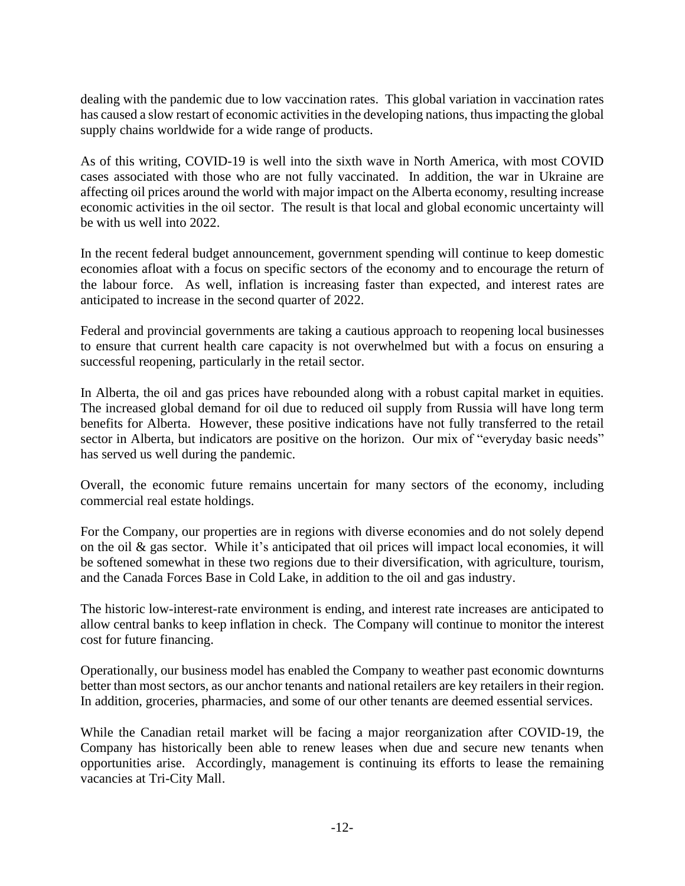dealing with the pandemic due to low vaccination rates. This global variation in vaccination rates has caused a slow restart of economic activities in the developing nations, thus impacting the global supply chains worldwide for a wide range of products.

As of this writing, COVID-19 is well into the sixth wave in North America, with most COVID cases associated with those who are not fully vaccinated. In addition, the war in Ukraine are affecting oil prices around the world with major impact on the Alberta economy, resulting increase economic activities in the oil sector. The result is that local and global economic uncertainty will be with us well into 2022.

In the recent federal budget announcement, government spending will continue to keep domestic economies afloat with a focus on specific sectors of the economy and to encourage the return of the labour force. As well, inflation is increasing faster than expected, and interest rates are anticipated to increase in the second quarter of 2022.

Federal and provincial governments are taking a cautious approach to reopening local businesses to ensure that current health care capacity is not overwhelmed but with a focus on ensuring a successful reopening, particularly in the retail sector.

In Alberta, the oil and gas prices have rebounded along with a robust capital market in equities. The increased global demand for oil due to reduced oil supply from Russia will have long term benefits for Alberta. However, these positive indications have not fully transferred to the retail sector in Alberta, but indicators are positive on the horizon. Our mix of "everyday basic needs" has served us well during the pandemic.

Overall, the economic future remains uncertain for many sectors of the economy, including commercial real estate holdings.

For the Company, our properties are in regions with diverse economies and do not solely depend on the oil & gas sector. While it's anticipated that oil prices will impact local economies, it will be softened somewhat in these two regions due to their diversification, with agriculture, tourism, and the Canada Forces Base in Cold Lake, in addition to the oil and gas industry.

The historic low-interest-rate environment is ending, and interest rate increases are anticipated to allow central banks to keep inflation in check. The Company will continue to monitor the interest cost for future financing.

Operationally, our business model has enabled the Company to weather past economic downturns better than most sectors, as our anchor tenants and national retailers are key retailers in their region. In addition, groceries, pharmacies, and some of our other tenants are deemed essential services.

While the Canadian retail market will be facing a major reorganization after COVID-19, the Company has historically been able to renew leases when due and secure new tenants when opportunities arise. Accordingly, management is continuing its efforts to lease the remaining vacancies at Tri-City Mall.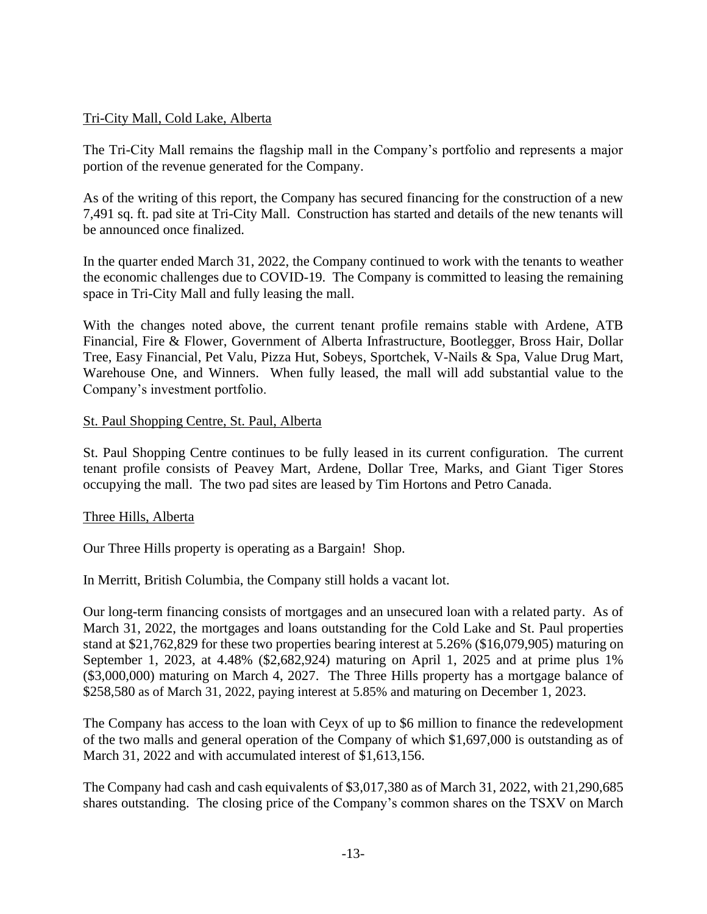<u>Tri-City Mall, Cold Lake, Alberta</u>

The Tri-City Mall remains the flagship mall in the Company's portfolio and represents a major portion of the revenue generated for the Company.

As of the writing of this report, the Company has secured financing for the construction of a new 7,491 sq. ft. pad site at Tri-City Mall. Construction has started and details of the new tenants will be announced once finalized.

In the quarter ended March 31, 2022, the Company continued to work with the tenants to weather the economic challenges due to COVID-19. The Company is committed to leasing the remaining space in Tri-City Mall and fully leasing the mall.

With the changes noted above, the current tenant profile remains stable with Ardene, ATB Financial, Fire & Flower, Government of Alberta Infrastructure, Bootlegger, Bross Hair, Dollar Tree, Easy Financial, Pet Valu, Pizza Hut, Sobeys, Sportchek, V-Nails & Spa, Value Drug Mart, Warehouse One, and Winners. When fully leased, the mall will add substantial value to the Company's investment portfolio.

<u>St. Paul Shopping Centre, St. Paul, Alberta</u>

St. Paul Shopping Centre continues to be fully leased in its current configuration. The current tenant profile consists of Peavey Mart, Ardene, Dollar Tree, Marks, and Giant Tiger Stores occupying the mall. The two pad sites are leased by Tim Hortons and Petro Canada.

<u>Three Hills, Alberta</u>

Our Three Hills property is operating as a Bargain! Shop.

In Merritt, British Columbia, the Company still holds a vacant lot.

Our long-term financing consists of mortgages and an unsecured loan with a related party. As of March 31, 2022, the mortgages and loans outstanding for the Cold Lake and St. Paul properties stand at $21,762,829 for these two properties bearing interest at 5.26% ($16,079,905) maturing on September 1, 2023, at 4.48% ($2,682,924) maturing on April 1, 2025 and at prime plus 1% ($3,000,000) maturing on March 4, 2027. The Three Hills property has a mortgage balance of $258,580 as of March 31, 2022, paying interest at 5.85% and maturing on December 1, 2023.

The Company has access to the loan with Ceyx of up to $6 million to finance the redevelopment of the two malls and general operation of the Company of which $1,697,000 is outstanding as of March 31, 2022 and with accumulated interest of $1,613,156.

The Company had cash and cash equivalents of $3,017,380 as of March 31, 2022, with 21,290,685 shares outstanding. The closing price of the Company's common shares on the TSXV on March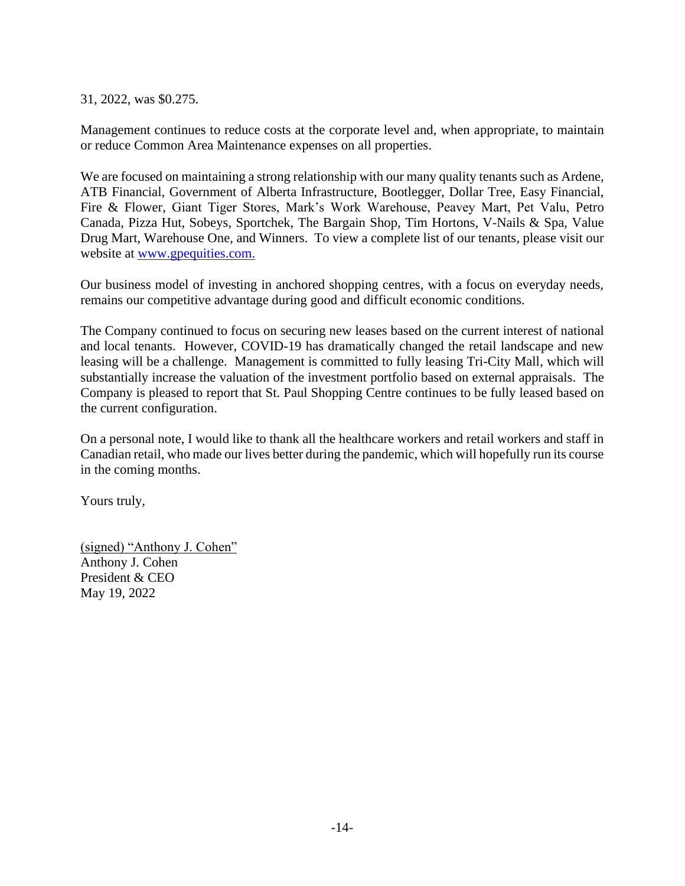31, 2022, was $0.275.

Management continues to reduce costs at the corporate level and, when appropriate, to maintain or reduce Common Area Maintenance expenses on all properties.

We are focused on maintaining a strong relationship with our many quality tenants such as Ardene, ATB Financial, Government of Alberta Infrastructure, Bootlegger, Dollar Tree, Easy Financial, Fire & Flower, Giant Tiger Stores, Mark's Work Warehouse, Peavey Mart, Pet Valu, Petro Canada, Pizza Hut, Sobeys, Sportchek, The Bargain Shop, Tim Hortons, V-Nails & Spa, Value Drug Mart, Warehouse One, and Winners. To view a complete list of our tenants, please visit our website at www.gpequities.com.

Our business model of investing in anchored shopping centres, with a focus on everyday needs, remains our competitive advantage during good and difficult economic conditions.

The Company continued to focus on securing new leases based on the current interest of national and local tenants. However, COVID-19 has dramatically changed the retail landscape and new leasing will be a challenge. Management is committed to fully leasing Tri-City Mall, which will substantially increase the valuation of the investment portfolio based on external appraisals. The Company is pleased to report that St. Paul Shopping Centre continues to be fully leased based on the current configuration.

On a personal note, I would like to thank all the healthcare workers and retail workers and staff in Canadian retail, who made our lives better during the pandemic, which will hopefully run its course in the coming months.

Yours truly,

(signed) "Anthony J. Cohen"
Anthony J. Cohen
President & CEO
May 19, 2022